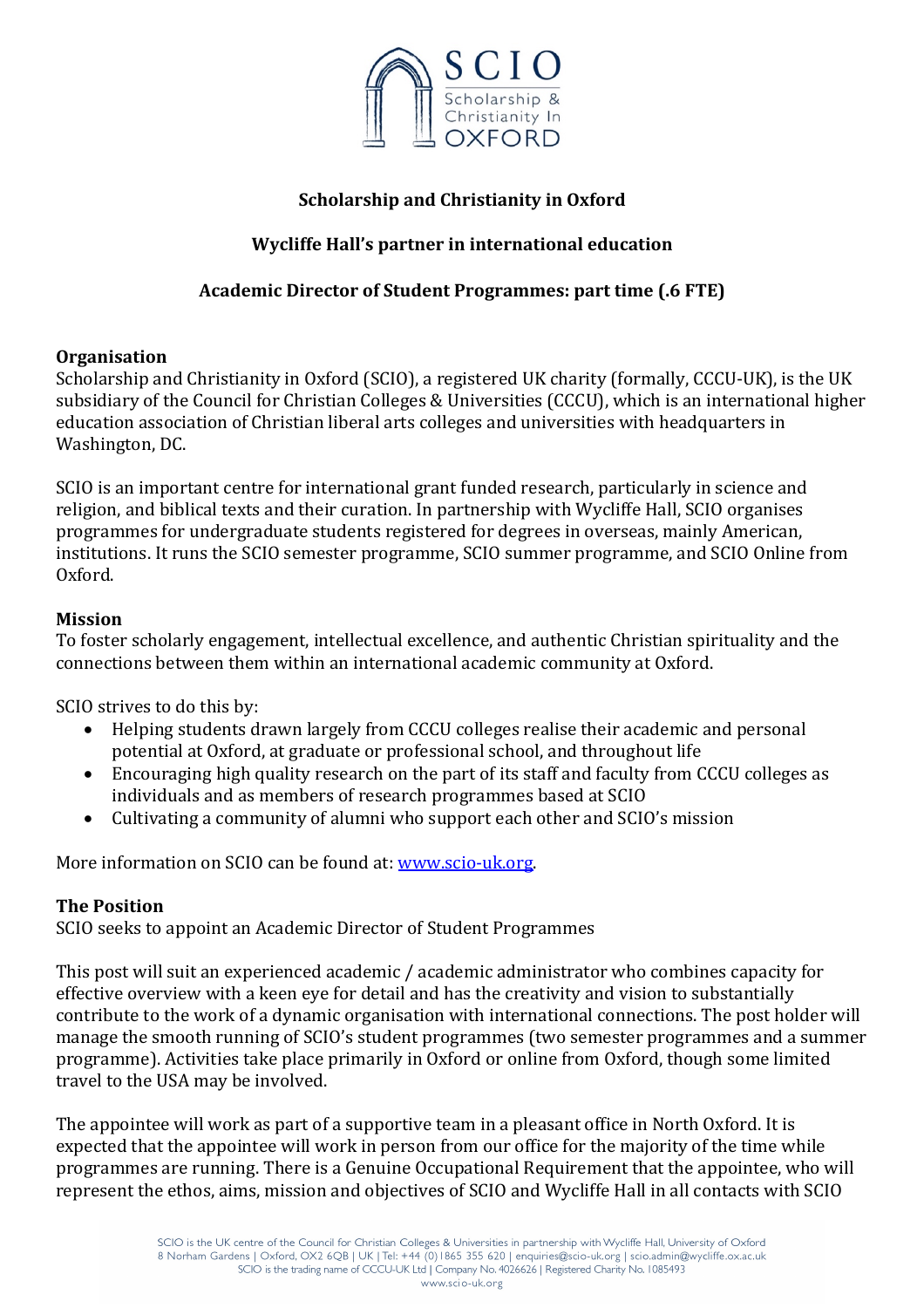# Scholarship and Christianity in Oxford

## Wycliffe Hall's partner in international education

## Academic Director of Student Programmes: part time (.6 FTE)

### Organisation

Scholarship and Christianity in Oxford (SCIO), a registered UK charity (formally, CCCU-UK), is the UK subsidiary of the Council for Christian Colleges & Universities (CCCU), which is an international higher education association of Christian liberal arts colleges and universities with headquarters in Washington, DC.

SCIO is an important centre for international grant funded research, particularly in science and religion, and biblical texts and their curation. In partnership with Wycliffe Hall, SCIO organises programmes for undergraduate students registered for degrees in overseas, mainly American, institutions. It runs the SCIO semester programme, SCIO summer programme, and SCIO Online from Oxford.

### Mission

To foster scholarly engagement, intellectual excellence, and authentic Christian spirituality and the connections between them within an international academic community at Oxford.

SCIO strives to do this by:

- Helping students drawn largely from CCCU colleges realise their academic and personal potential at Oxford, at graduate or professional school, and throughout life
- Encouraging high quality research on the part of its staff and faculty from CCCU colleges as individuals and as members of research programmes based at SCIO
- Cultivating a community of alumni who support each other and SCIO's mission

More information on SCIO can be found at: www.scio-uk.org.

### The Position

SCIO seeks to appoint an Academic Director of Student Programmes

This post will suit an experienced academic / academic administrator who combines capacity for effective overview with a keen eye for detail and has the creativity and vision to substantially contribute to the work of a dynamic organisation with international connections. The post holder will manage the smooth running of SCIO's student programmes (two semester programmes and a summer programme). Activities take place primarily in Oxford or online from Oxford, though some limited travel to the USA may be involved.

The appointee will work as part of a supportive team in a pleasant office in North Oxford. It is expected that the appointee will work in person from our office for the majority of the time while programmes are running. There is a Genuine Occupational Requirement that the appointee, who will represent the ethos, aims, mission and objectives of SCIO and Wycliffe Hall in all contacts with SCIO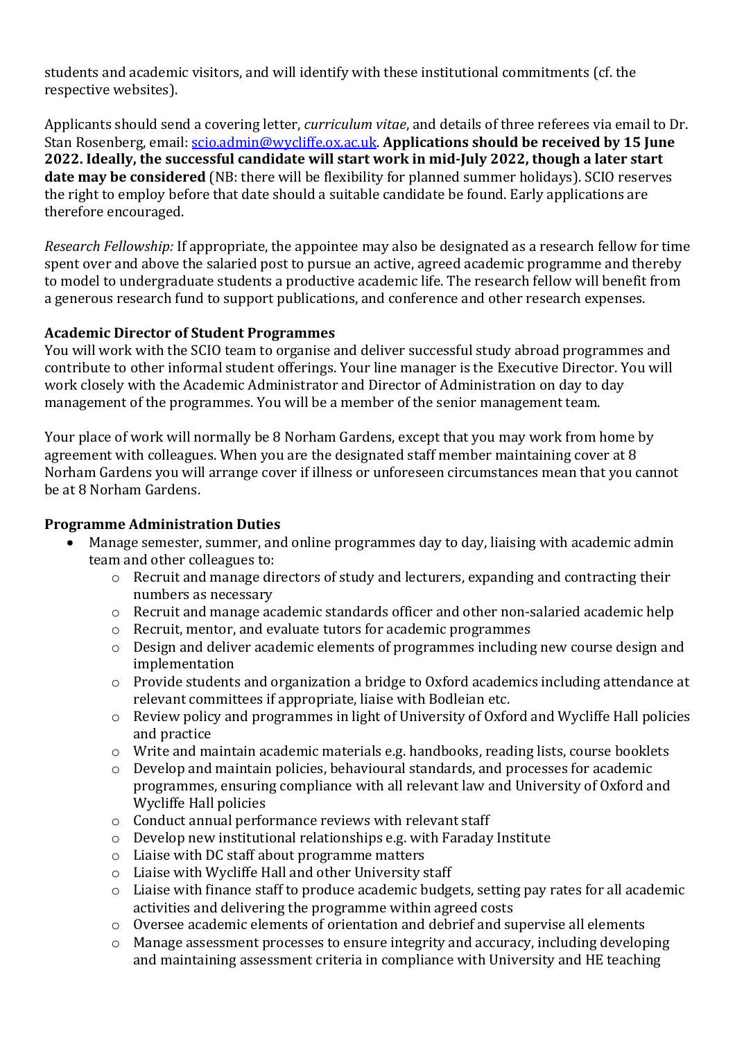students and academic visitors, and will identify with these institutional commitments (cf. the respective websites).

Applicants should send a covering letter, *curriculum vitae*, and details of three referees via email to Dr. Stan Rosenberg, email: [scio.admin@wycliffe.ox.ac.uk](mailto:scio.admin@wycliffe.ox.ac.uk). **Applications should be received by 15 June 2022. Ideally, the successful candidate will start work in mid-July 2022, though a later start date may be considered** (NB: there will be flexibility for planned summer holidays). SCIO reserves the right to employ before that date should a suitable candidate be found. Early applications are therefore encouraged.

*Research Fellowship:* If appropriate, the appointee may also be designated as a research fellow for time spent over and above the salaried post to pursue an active, agreed academic programme and thereby to model to undergraduate students a productive academic life. The research fellow will benefit from a generous research fund to support publications, and conference and other research expenses.

## Academic Director of Student Programmes

You will work with the SCIO team to organise and deliver successful study abroad programmes and contribute to other informal student offerings. Your line manager is the Executive Director. You will work closely with the Academic Administrator and Director of Administration on day to day management of the programmes. You will be a member of the senior management team.

Your place of work will normally be 8 Norham Gardens, except that you may work from home by agreement with colleagues. When you are the designated staff member maintaining cover at 8 Norham Gardens you will arrange cover if illness or unforeseen circumstances mean that you cannot be at 8 Norham Gardens.

## Programme Administration Duties

- Manage semester, summer, and online programmes day to day, liaising with academic admin team and other colleagues to:
    - Recruit and manage directors of study and lecturers, expanding and contracting their numbers as necessary
    - Recruit and manage academic standards officer and other non-salaried academic help
    - Recruit, mentor, and evaluate tutors for academic programmes
    - Design and deliver academic elements of programmes including new course design and implementation
    - Provide students and organization a bridge to Oxford academics including attendance at relevant committees if appropriate, liaise with Bodleian etc.
    - Review policy and programmes in light of University of Oxford and Wycliffe Hall policies and practice
    - Write and maintain academic materials e.g. handbooks, reading lists, course booklets
    - Develop and maintain policies, behavioural standards, and processes for academic programmes, ensuring compliance with all relevant law and University of Oxford and Wycliffe Hall policies
    - Conduct annual performance reviews with relevant staff
    - Develop new institutional relationships e.g. with Faraday Institute
    - Liaise with DC staff about programme matters
    - Liaise with Wycliffe Hall and other University staff
    - Liaise with finance staff to produce academic budgets, setting pay rates for all academic activities and delivering the programme within agreed costs
    - Oversee academic elements of orientation and debrief and supervise all elements
    - Manage assessment processes to ensure integrity and accuracy, including developing and maintaining assessment criteria in compliance with University and HE teaching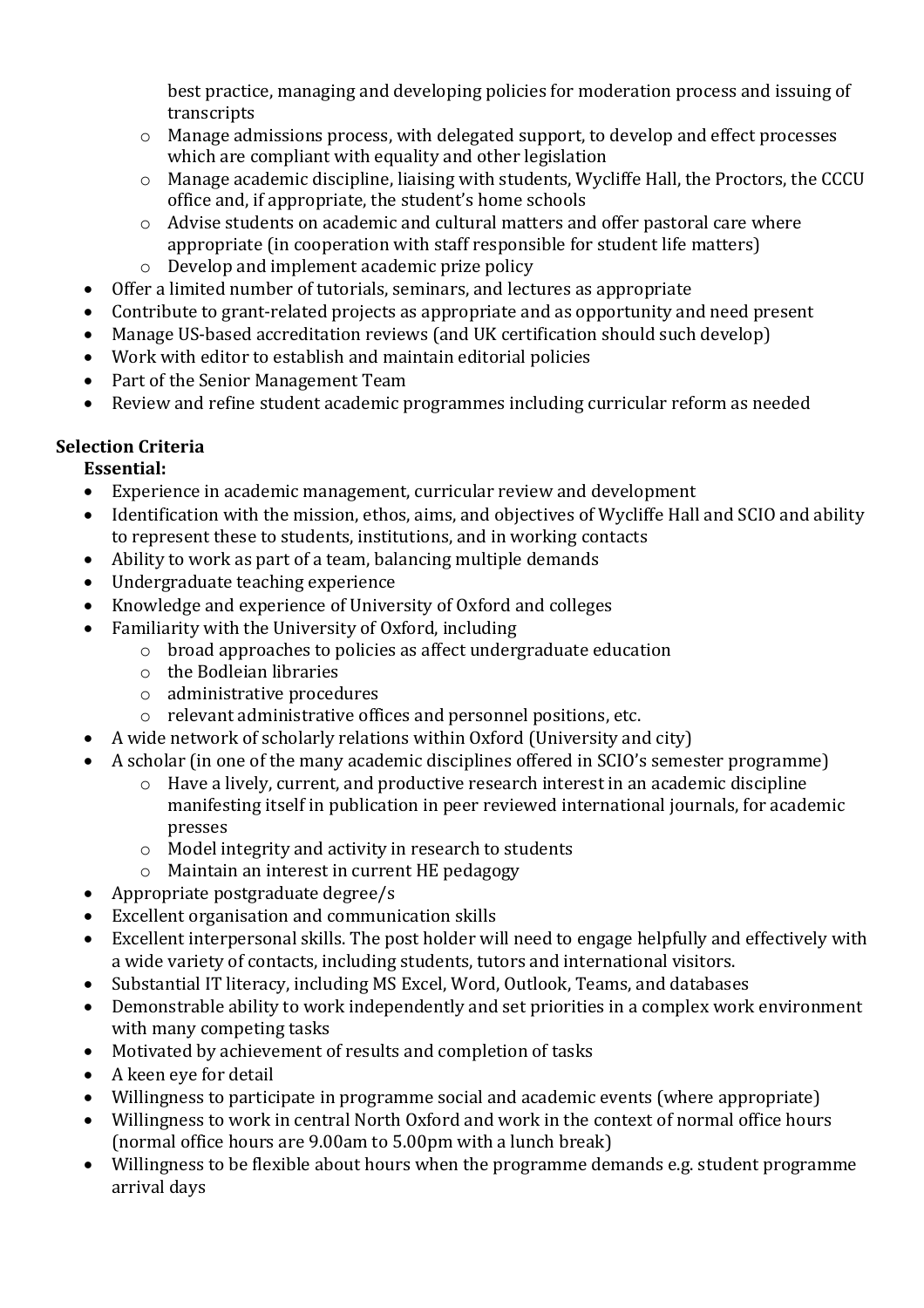- best practice, managing and developing policies for moderation process and issuing of transcripts
    - Manage admissions process, with delegated support, to develop and effect processes which are compliant with equality and other legislation
    - Manage academic discipline, liaising with students, Wycliffe Hall, the Proctors, the CCCU office and, if appropriate, the student's home schools
    - Advise students on academic and cultural matters and offer pastoral care where appropriate (in cooperation with staff responsible for student life matters)
    - Develop and implement academic prize policy
- Offer a limited number of tutorials, seminars, and lectures as appropriate
- Contribute to grant-related projects as appropriate and as opportunity and need present
- Manage US-based accreditation reviews (and UK certification should such develop)
- Work with editor to establish and maintain editorial policies
- Part of the Senior Management Team
- Review and refine student academic programmes including curricular reform as needed

**Selection Criteria**

**Essential:**

- Experience in academic management, curricular review and development
- Identification with the mission, ethos, aims, and objectives of Wycliffe Hall and SCIO and ability to represent these to students, institutions, and in working contacts
- Ability to work as part of a team, balancing multiple demands
- Undergraduate teaching experience
- Knowledge and experience of University of Oxford and colleges
- Familiarity with the University of Oxford, including
    - broad approaches to policies as affect undergraduate education
    - the Bodleian libraries
    - administrative procedures
    - relevant administrative offices and personnel positions, etc.
- A wide network of scholarly relations within Oxford (University and city)
- A scholar (in one of the many academic disciplines offered in SCIO's semester programme)
    - Have a lively, current, and productive research interest in an academic discipline manifesting itself in publication in peer reviewed international journals, for academic presses
    - Model integrity and activity in research to students
    - Maintain an interest in current HE pedagogy
- Appropriate postgraduate degree/s
- Excellent organisation and communication skills
- Excellent interpersonal skills. The post holder will need to engage helpfully and effectively with a wide variety of contacts, including students, tutors and international visitors.
- Substantial IT literacy, including MS Excel, Word, Outlook, Teams, and databases
- Demonstrable ability to work independently and set priorities in a complex work environment with many competing tasks
- Motivated by achievement of results and completion of tasks
- A keen eye for detail
- Willingness to participate in programme social and academic events (where appropriate)
- Willingness to work in central North Oxford and work in the context of normal office hours (normal office hours are 9.00am to 5.00pm with a lunch break)
- Willingness to be flexible about hours when the programme demands e.g. student programme arrival days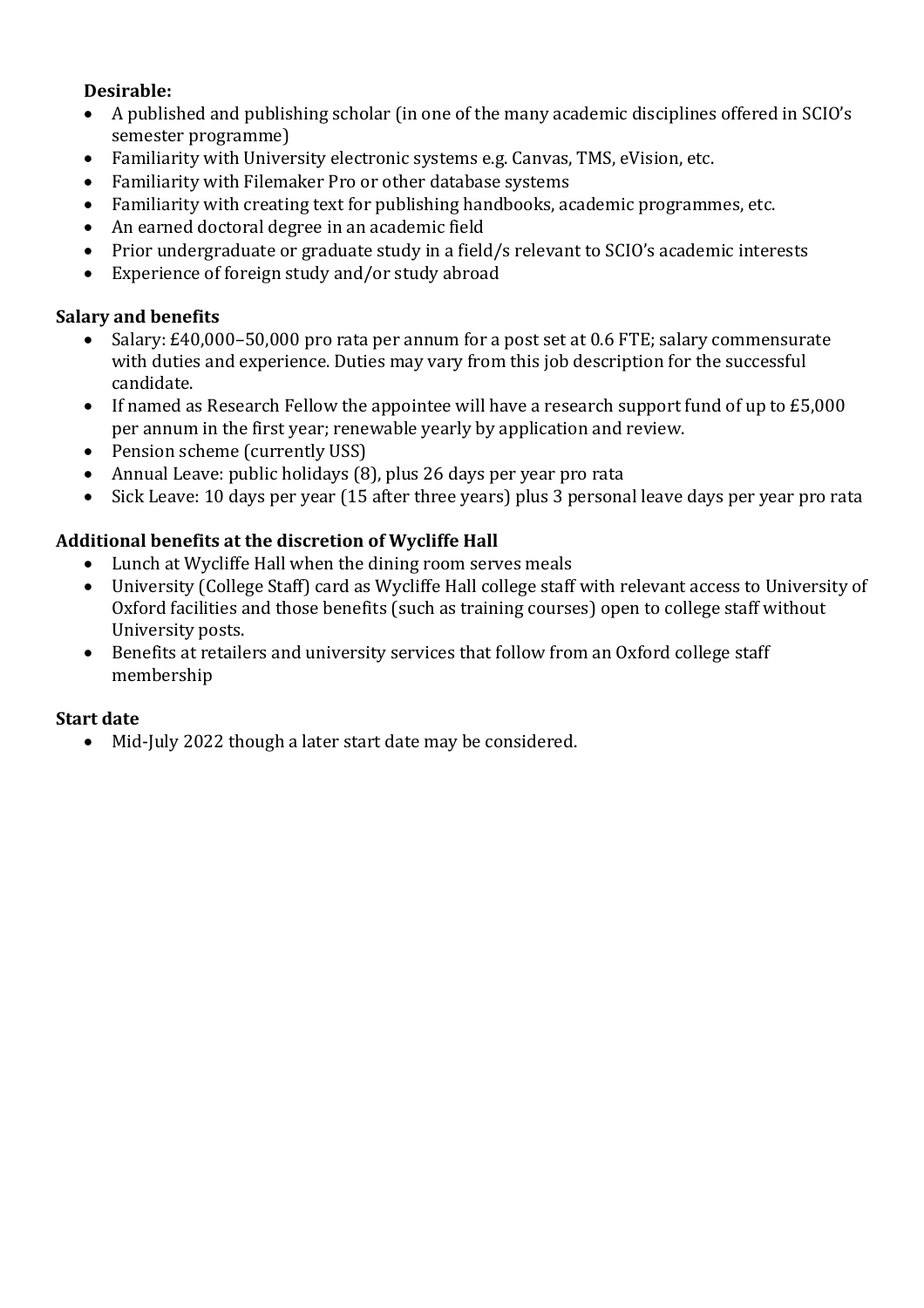**Desirable:**

- A published and publishing scholar (in one of the many academic disciplines offered in SCIO's semester programme)
- Familiarity with University electronic systems e.g. Canvas, TMS, eVision, etc.
- Familiarity with Filemaker Pro or other database systems
- Familiarity with creating text for publishing handbooks, academic programmes, etc.
- An earned doctoral degree in an academic field
- Prior undergraduate or graduate study in a field/s relevant to SCIO's academic interests
- Experience of foreign study and/or study abroad

### Salary and benefits

- Salary: £40,000–50,000 pro rata per annum for a post set at 0.6 FTE; salary commensurate with duties and experience. Duties may vary from this job description for the successful candidate.
- If named as Research Fellow the appointee will have a research support fund of up to £5,000 per annum in the first year; renewable yearly by application and review.
- Pension scheme (currently USS)
- Annual Leave: public holidays (8), plus 26 days per year pro rata
- Sick Leave: 10 days per year (15 after three years) plus 3 personal leave days per year pro rata

### Additional benefits at the discretion of Wycliffe Hall

- Lunch at Wycliffe Hall when the dining room serves meals
- University (College Staff) card as Wycliffe Hall college staff with relevant access to University of Oxford facilities and those benefits (such as training courses) open to college staff without University posts.
- Benefits at retailers and university services that follow from an Oxford college staff membership

### Start date

- Mid-July 2022 though a later start date may be considered.